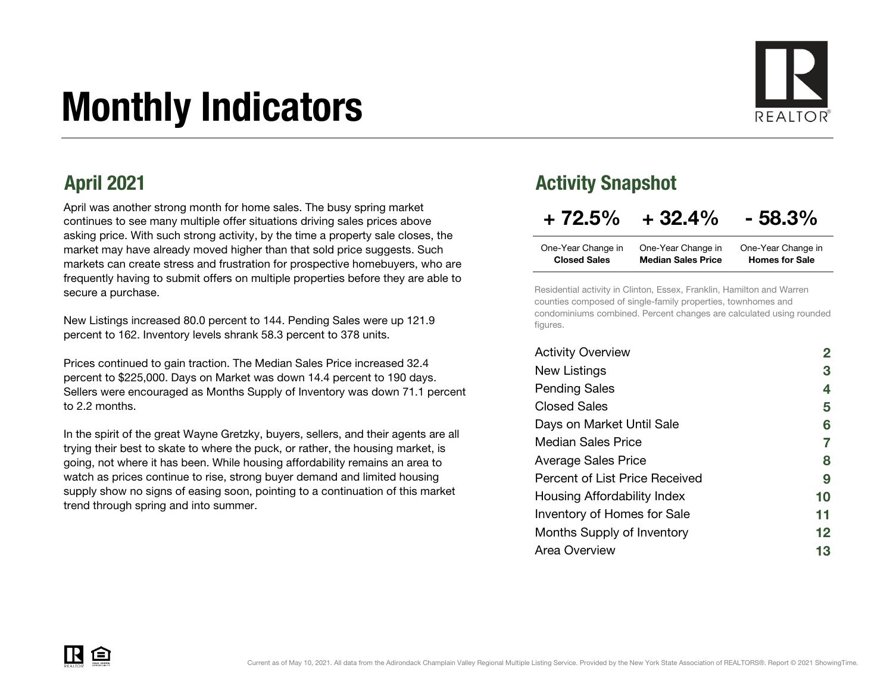# Monthly Indicators

## April 2021

April was another strong month for home sales. The busy spring market continues to see many multiple offer situations driving sales prices above asking price. With such strong activity, by the time a property sale closes, the market may have already moved higher than that sold price suggests. Such markets can create stress and frustration for prospective homebuyers, who are frequently having to submit offers on multiple properties before they are able to secure a purchase.

New Listings increased 80.0 percent to 144. Pending Sales were up 121.9 percent to 162. Inventory levels shrank 58.3 percent to 378 units.

Prices continued to gain traction. The Median Sales Price increased 32.4 percent to $225,000. Days on Market was down 14.4 percent to 190 days. Sellers were encouraged as Months Supply of Inventory was down 71.1 percent to 2.2 months.

In the spirit of the great Wayne Gretzky, buyers, sellers, and their agents are all trying their best to skate to where the puck, or rather, the housing market, is going, not where it has been. While housing affordability remains an area to watch as prices continue to rise, strong buyer demand and limited housing supply show no signs of easing soon, pointing to a continuation of this market trend through spring and into summer.

## Activity Snapshot

| + 72.5% | + 32.4% | - 58.3% |
| --- | --- | --- |
| One-Year Change in **Closed Sales** | One-Year Change in **Median Sales Price** | One-Year Change in **Homes for Sale** |

Residential activity in Clinton, Essex, Franklin, Hamilton and Warren counties composed of single-family properties, townhomes and condominiums combined. Percent changes are calculated using rounded figures.

| | |
| --- | --- |
| Activity Overview | 2 |
| New Listings | 3 |
| Pending Sales | 4 |
| Closed Sales | 5 |
| Days on Market Until Sale | 6 |
| Median Sales Price | 7 |
| Average Sales Price | 8 |
| Percent of List Price Received | 9 |
| Housing Affordability Index | 10 |
| Inventory of Homes for Sale | 11 |
| Months Supply of Inventory | 12 |
| Area Overview | 13 |

Current as of May 10, 2021. All data from the Adirondack Champlain Valley Regional Multiple Listing Service. Provided by the New York State Association of REALTORS®. Report © 2021 ShowingTime.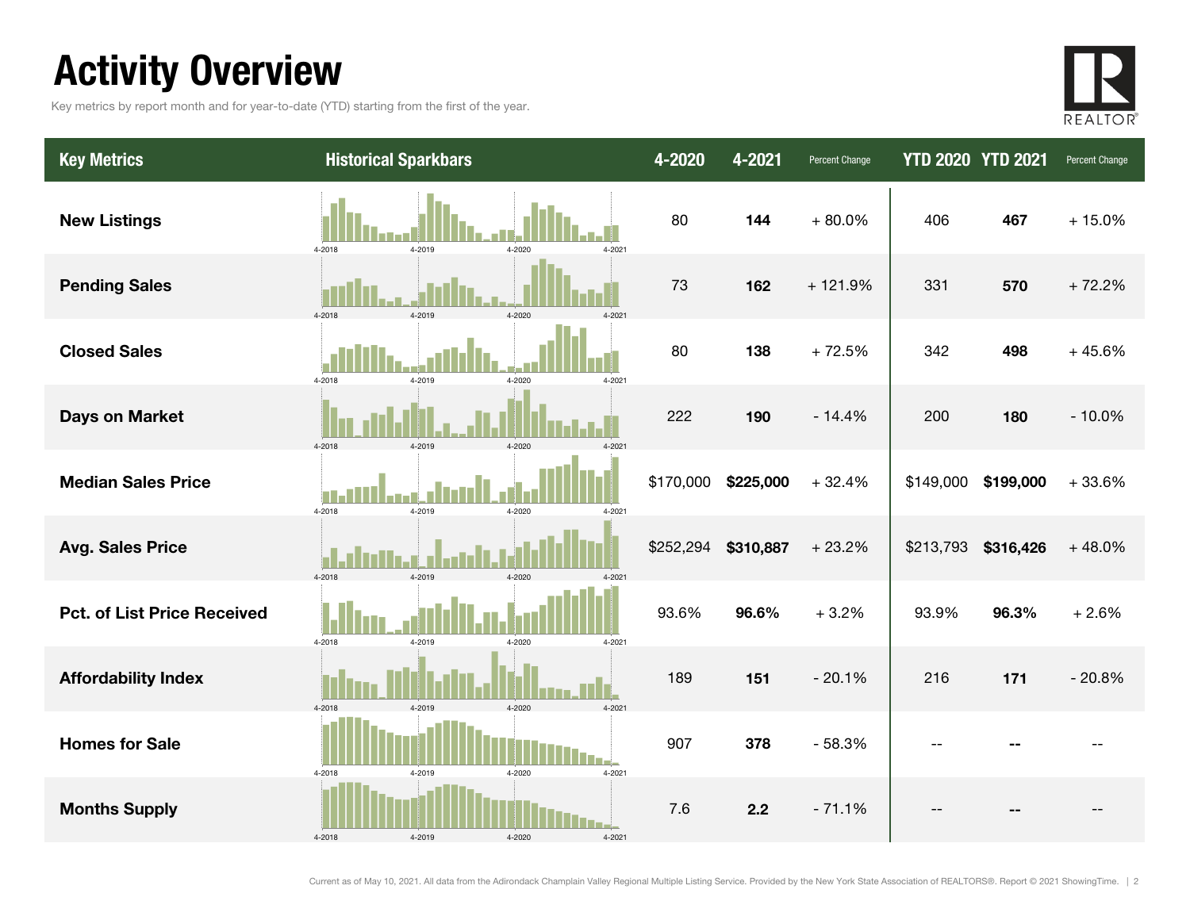# Activity Overview

Key metrics by report month and for year-to-date (YTD) starting from the first of the year.

| Key Metrics | Historical Sparkbars | 4-2020 | 4-2021 | Percent Change | YTD 2020 | YTD 2021 | Percent Change |
|---|---|---|---|---|---|---|---|
| **New Listings** | 4-2018 4-2019 4-2020 4-2021 | 80 | **144** | + 80.0% | 406 | **467** | + 15.0% |
| **Pending Sales** | 4-2018 4-2019 4-2020 4-2021 | 73 | **162** | + 121.9% | 331 | **570** | + 72.2% |
| **Closed Sales** | 4-2018 4-2019 4-2020 4-2021 | 80 | **138** | + 72.5% | 342 | **498** | + 45.6% |
| **Days on Market** | 4-2018 4-2019 4-2020 4-2021 | 222 | **190** | - 14.4% | 200 | **180** | - 10.0% |
| **Median Sales Price** | 4-2018 4-2019 4-2020 4-2021 | $170,000 | **$225,000** | + 32.4% | $149,000 | **$199,000** | + 33.6% |
| **Avg. Sales Price** | 4-2018 4-2019 4-2020 4-2021 | $252,294 | **$310,887** | + 23.2% | $213,793 | **$316,426** | + 48.0% |
| **Pct. of List Price Received** | 4-2018 4-2019 4-2020 4-2021 | 93.6% | **96.6%** | + 3.2% | 93.9% | **96.3%** | + 2.6% |
| **Affordability Index** | 4-2018 4-2019 4-2020 4-2021 | 189 | **151** | - 20.1% | 216 | **171** | - 20.8% |
| **Homes for Sale** | 4-2018 4-2019 4-2020 4-2021 | 907 | **378** | - 58.3% | -- | **--** | -- |
| **Months Supply** | 4-2018 4-2019 4-2020 4-2021 | 7.6 | **2.2** | - 71.1% | -- | **--** | -- |

Current as of May 10, 2021. All data from the Adirondack Champlain Valley Regional Multiple Listing Service. Provided by the New York State Association of REALTORS®. Report © 2021 ShowingTime.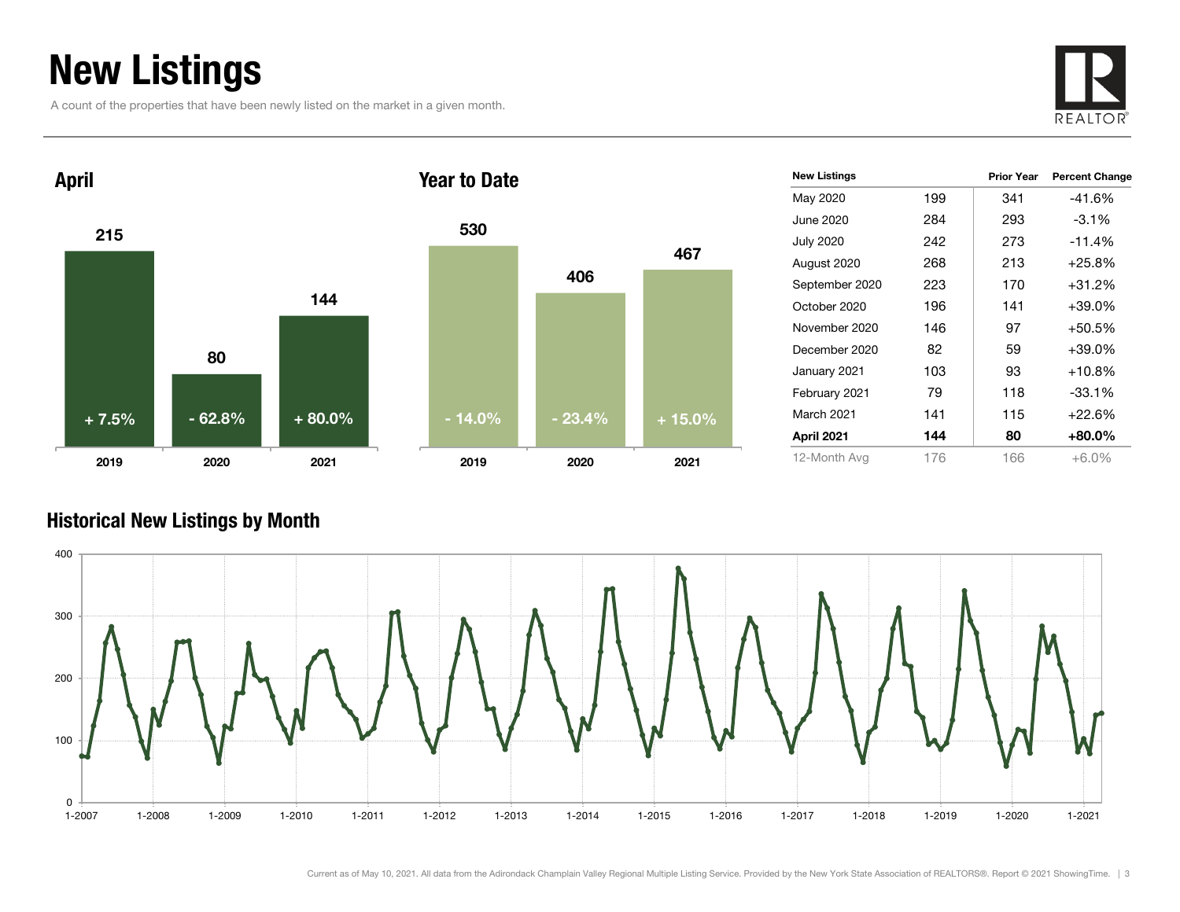# New Listings

A count of the properties that have been newly listed on the market in a given month.

REALTOR®

## April

| | 2019 | 2020 | 2021 |
|---|---|---|---|
| New Listings | 215 | 80 | 144 |
| Change | + 7.5% | - 62.8% | + 80.0% |

## Year to Date

| | 2019 | 2020 | 2021 |
|---|---|---|---|
| New Listings | 530 | 406 | 467 |
| Change | - 14.0% | - 23.4% | + 15.0% |

| New Listings | | Prior Year | Percent Change |
|---|---|---|---|
| May 2020 | 199 | 341 | -41.6% |
| June 2020 | 284 | 293 | -3.1% |
| July 2020 | 242 | 273 | -11.4% |
| August 2020 | 268 | 213 | +25.8% |
| September 2020 | 223 | 170 | +31.2% |
| October 2020 | 196 | 141 | +39.0% |
| November 2020 | 146 | 97 | +50.5% |
| December 2020 | 82 | 59 | +39.0% |
| January 2021 | 103 | 93 | +10.8% |
| February 2021 | 79 | 118 | -33.1% |
| March 2021 | 141 | 115 | +22.6% |
| **April 2021** | **144** | **80** | **+80.0%** |
| 12-Month Avg | 176 | 166 | +6.0% |

## Historical New Listings by Month

Current as of May 10, 2021. All data from the Adirondack Champlain Valley Regional Multiple Listing Service. Provided by the New York State Association of REALTORS®. Report © 2021 ShowingTime.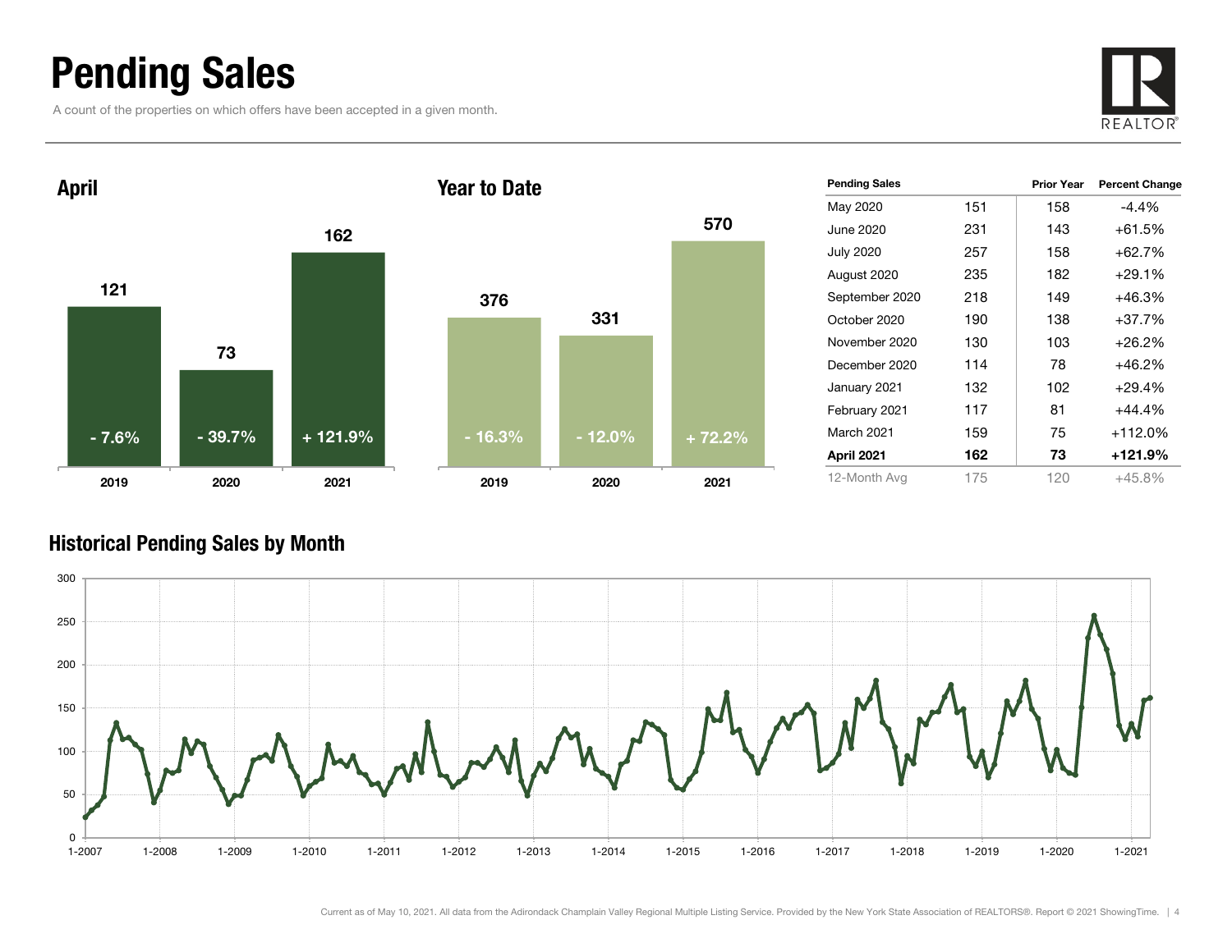# Pending Sales

A count of the properties on which offers have been accepted in a given month.

## April

| | 2019 | 2020 | 2021 |
|---|---|---|---|
| Pending Sales | 121 | 73 | 162 |
| Percent Change | - 7.6% | - 39.7% | + 121.9% |

## Year to Date

| | 2019 | 2020 | 2021 |
|---|---|---|---|
| Pending Sales | 376 | 331 | 570 |
| Percent Change | - 16.3% | - 12.0% | + 72.2% |

| Pending Sales | | Prior Year | Percent Change |
|---|---|---|---|
| May 2020 | 151 | 158 | -4.4% |
| June 2020 | 231 | 143 | +61.5% |
| July 2020 | 257 | 158 | +62.7% |
| August 2020 | 235 | 182 | +29.1% |
| September 2020 | 218 | 149 | +46.3% |
| October 2020 | 190 | 138 | +37.7% |
| November 2020 | 130 | 103 | +26.2% |
| December 2020 | 114 | 78 | +46.2% |
| January 2021 | 132 | 102 | +29.4% |
| February 2021 | 117 | 81 | +44.4% |
| March 2021 | 159 | 75 | +112.0% |
| **April 2021** | **162** | **73** | **+121.9%** |
| 12-Month Avg | 175 | 120 | +45.8% |

## Historical Pending Sales by Month

Current as of May 10, 2021. All data from the Adirondack Champlain Valley Regional Multiple Listing Service. Provided by the New York State Association of REALTORS®. Report © 2021 ShowingTime.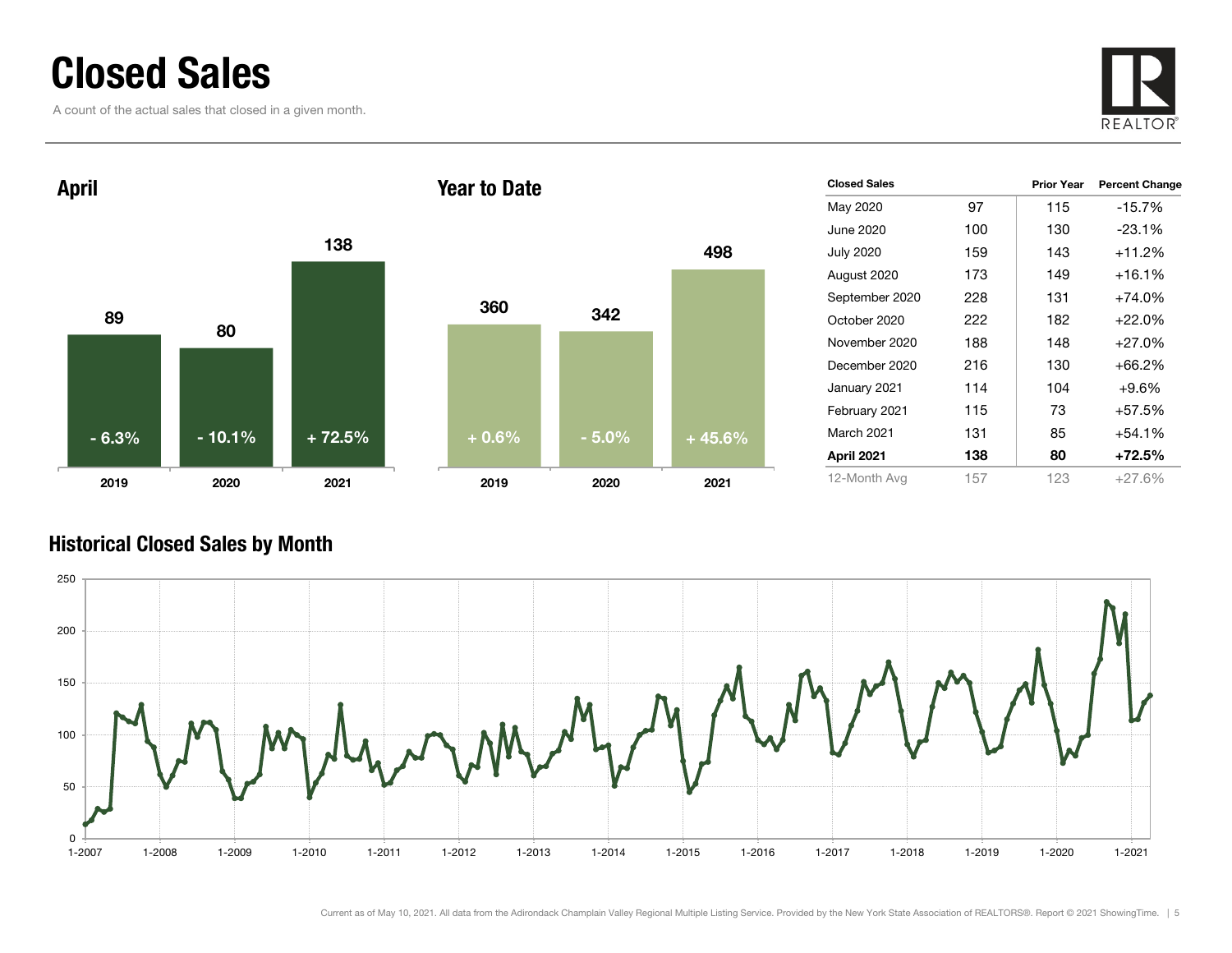# Closed Sales

A count of the actual sales that closed in a given month.

## April

| | 2019 | 2020 | 2021 |
|---|---|---|---|
| Closed Sales | 89 | 80 | 138 |
| Change | - 6.3% | - 10.1% | + 72.5% |

## Year to Date

| | 2019 | 2020 | 2021 |
|---|---|---|---|
| Closed Sales | 360 | 342 | 498 |
| Change | + 0.6% | - 5.0% | + 45.6% |

| Closed Sales | | Prior Year | Percent Change |
|---|---|---|---|
| May 2020 | 97 | 115 | -15.7% |
| June 2020 | 100 | 130 | -23.1% |
| July 2020 | 159 | 143 | +11.2% |
| August 2020 | 173 | 149 | +16.1% |
| September 2020 | 228 | 131 | +74.0% |
| October 2020 | 222 | 182 | +22.0% |
| November 2020 | 188 | 148 | +27.0% |
| December 2020 | 216 | 130 | +66.2% |
| January 2021 | 114 | 104 | +9.6% |
| February 2021 | 115 | 73 | +57.5% |
| March 2021 | 131 | 85 | +54.1% |
| **April 2021** | **138** | **80** | **+72.5%** |
| 12-Month Avg | 157 | 123 | +27.6% |

## Historical Closed Sales by Month

Current as of May 10, 2021. All data from the Adirondack Champlain Valley Regional Multiple Listing Service. Provided by the New York State Association of REALTORS®. Report © 2021 ShowingTime.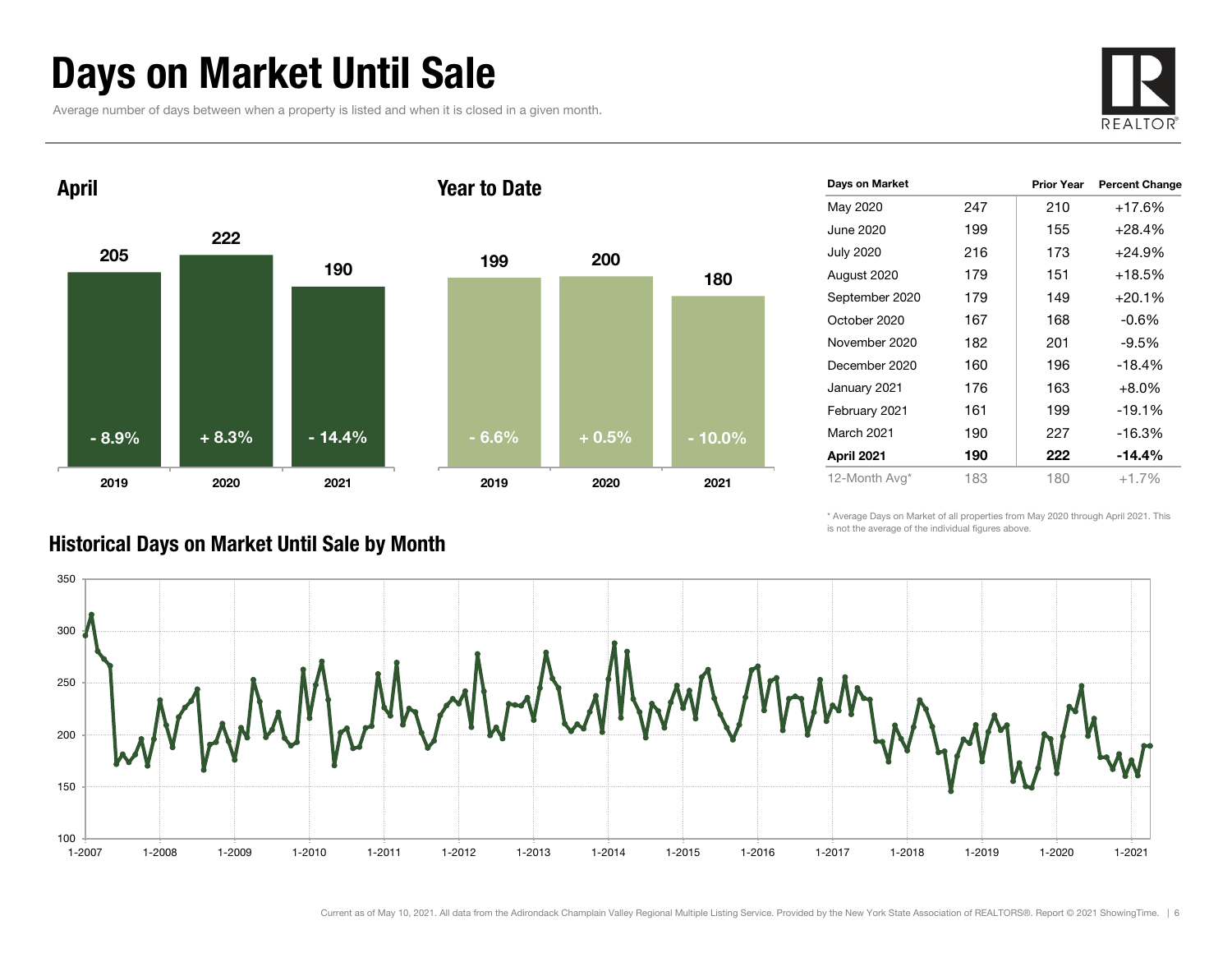# Days on Market Until Sale

Average number of days between when a property is listed and when it is closed in a given month.

## April

| | 2019 | 2020 | 2021 |
|---|---|---|---|
| Days | 205 | 222 | 190 |
| Change | - 8.9% | + 8.3% | - 14.4% |

## Year to Date

| | 2019 | 2020 | 2021 |
|---|---|---|---|
| Days | 199 | 200 | 180 |
| Change | - 6.6% | + 0.5% | - 10.0% |

| Days on Market | | Prior Year | Percent Change |
|---|---|---|---|
| May 2020 | 247 | 210 | +17.6% |
| June 2020 | 199 | 155 | +28.4% |
| July 2020 | 216 | 173 | +24.9% |
| August 2020 | 179 | 151 | +18.5% |
| September 2020 | 179 | 149 | +20.1% |
| October 2020 | 167 | 168 | -0.6% |
| November 2020 | 182 | 201 | -9.5% |
| December 2020 | 160 | 196 | -18.4% |
| January 2021 | 176 | 163 | +8.0% |
| February 2021 | 161 | 199 | -19.1% |
| March 2021 | 190 | 227 | -16.3% |
| **April 2021** | **190** | **222** | **-14.4%** |
| 12-Month Avg* | 183 | 180 | +1.7% |

\* Average Days on Market of all properties from May 2020 through April 2021. This is not the average of the individual figures above.

## Historical Days on Market Until Sale by Month

Current as of May 10, 2021. All data from the Adirondack Champlain Valley Regional Multiple Listing Service. Provided by the New York State Association of REALTORS®. Report © 2021 ShowingTime.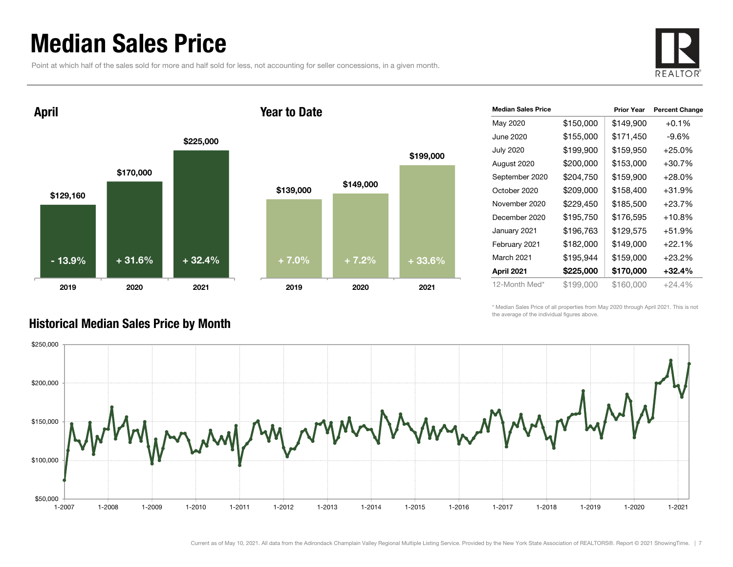# Median Sales Price

Point at which half of the sales sold for more and half sold for less, not accounting for seller concessions, in a given month.

## April

| | 2019 | 2020 | 2021 |
|---|---|---|---|
| Median Sales Price | $129,160 | $170,000 | $225,000 |
| Percent Change | - 13.9% | + 31.6% | + 32.4% |

## Year to Date

| | 2019 | 2020 | 2021 |
|---|---|---|---|
| Median Sales Price | $139,000 | $149,000 | $199,000 |
| Percent Change | + 7.0% | + 7.2% | + 33.6% |

| Median Sales Price | | Prior Year | Percent Change |
|---|---|---|---|
| May 2020 | $150,000 | $149,900 | +0.1% |
| June 2020 | $155,000 | $171,450 | -9.6% |
| July 2020 | $199,900 | $159,950 | +25.0% |
| August 2020 | $200,000 | $153,000 | +30.7% |
| September 2020 | $204,750 | $159,900 | +28.0% |
| October 2020 | $209,000 | $158,400 | +31.9% |
| November 2020 | $229,450 | $185,500 | +23.7% |
| December 2020 | $195,750 | $176,595 | +10.8% |
| January 2021 | $196,763 | $129,575 | +51.9% |
| February 2021 | $182,000 | $149,000 | +22.1% |
| March 2021 | $195,944 | $159,000 | +23.2% |
| **April 2021** | **$225,000** | **$170,000** | **+32.4%** |
| 12-Month Med* | $199,000 | $160,000 | +24.4% |

\* Median Sales Price of all properties from May 2020 through April 2021. This is not the average of the individual figures above.

## Historical Median Sales Price by Month

Current as of May 10, 2021. All data from the Adirondack Champlain Valley Regional Multiple Listing Service. Provided by the New York State Association of REALTORS®. Report © 2021 ShowingTime.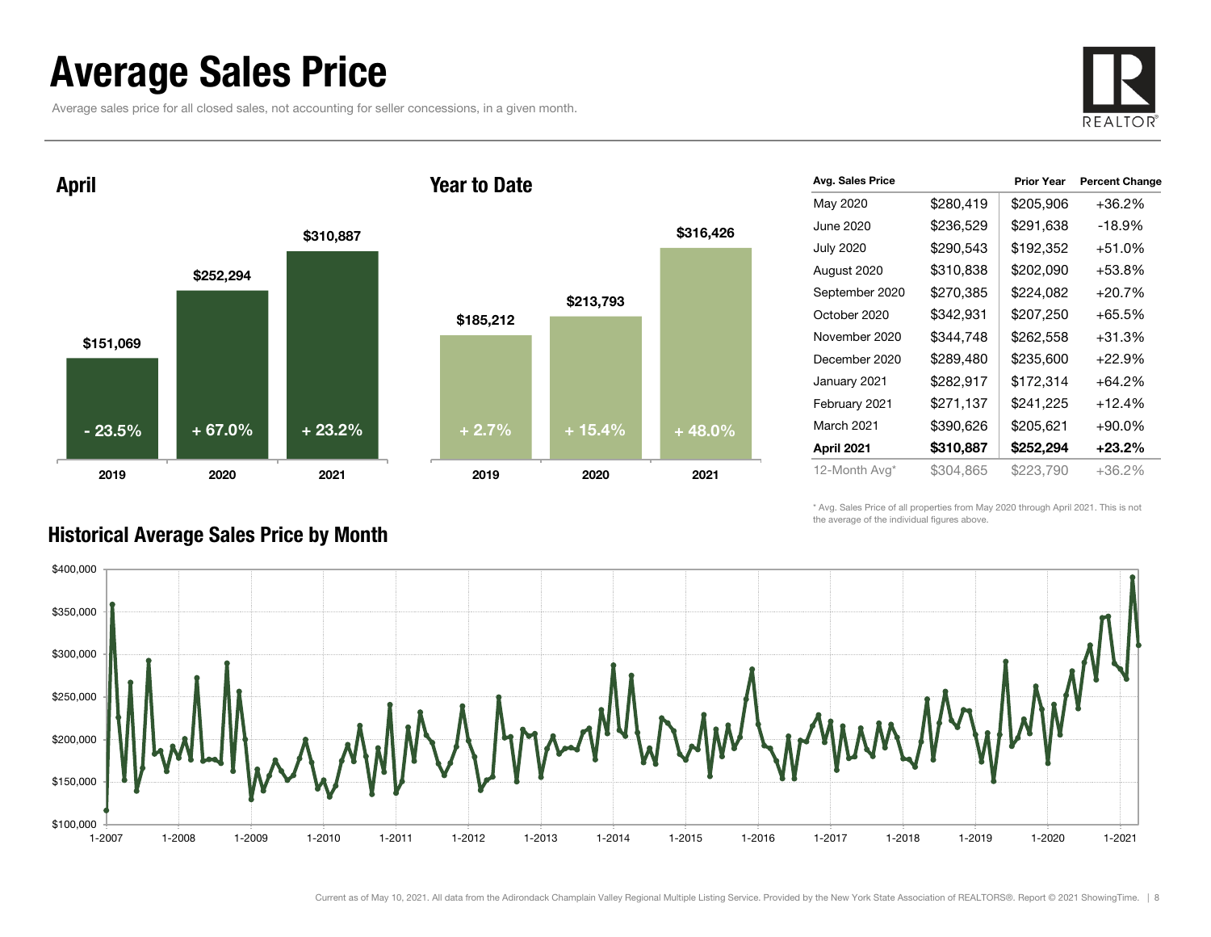# Average Sales Price

Average sales price for all closed sales, not accounting for seller concessions, in a given month.

## April

| Year | Average Sales Price | Change |
|---|---|---|
| 2019 | $151,069 | - 23.5% |
| 2020 | $252,294 | + 67.0% |
| 2021 | $310,887 | + 23.2% |

## Year to Date

| Year | Average Sales Price | Change |
|---|---|---|
| 2019 | $185,212 | + 2.7% |
| 2020 | $213,793 | + 15.4% |
| 2021 | $316,426 | + 48.0% |

| Avg. Sales Price | | Prior Year | Percent Change |
|---|---|---|---|
| May 2020 | $280,419 | $205,906 | +36.2% |
| June 2020 | $236,529 | $291,638 | -18.9% |
| July 2020 | $290,543 | $192,352 | +51.0% |
| August 2020 | $310,838 | $202,090 | +53.8% |
| September 2020 | $270,385 | $224,082 | +20.7% |
| October 2020 | $342,931 | $207,250 | +65.5% |
| November 2020 | $344,748 | $262,558 | +31.3% |
| December 2020 | $289,480 | $235,600 | +22.9% |
| January 2021 | $282,917 | $172,314 | +64.2% |
| February 2021 | $271,137 | $241,225 | +12.4% |
| March 2021 | $390,626 | $205,621 | +90.0% |
| **April 2021** | **$310,887** | **$252,294** | **+23.2%** |
| 12-Month Avg* | $304,865 | $223,790 | +36.2% |

* Avg. Sales Price of all properties from May 2020 through April 2021. This is not the average of the individual figures above.

## Historical Average Sales Price by Month

Current as of May 10, 2021. All data from the Adirondack Champlain Valley Regional Multiple Listing Service. Provided by the New York State Association of REALTORS®. Report © 2021 ShowingTime.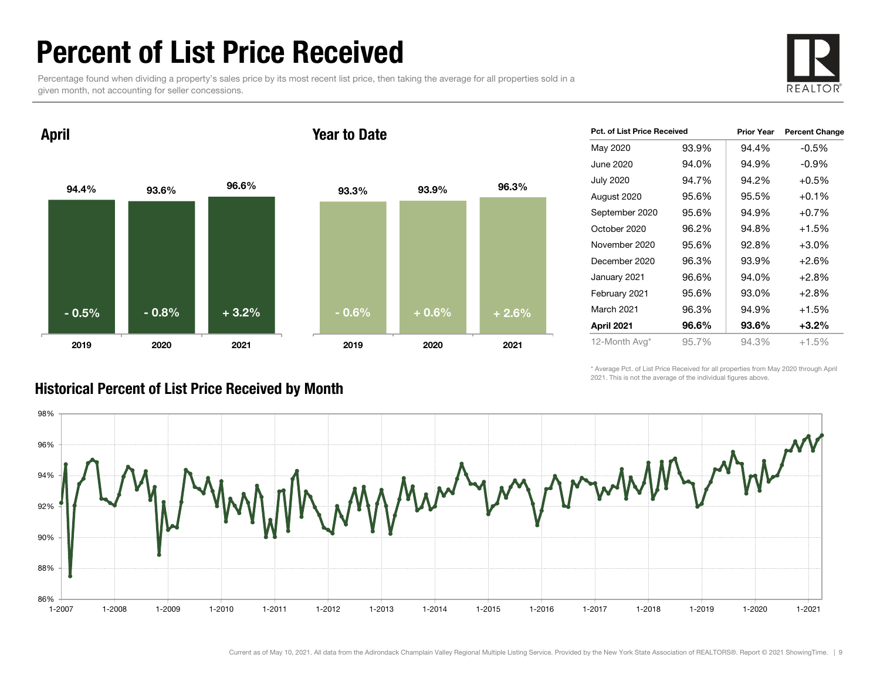# Percent of List Price Received

Percentage found when dividing a property's sales price by its most recent list price, then taking the average for all properties sold in a given month, not accounting for seller concessions.

## April

| | 2019 | 2020 | 2021 |
|---|---|---|---|
| Pct. of List Price Received | 94.4% | 93.6% | 96.6% |
| Change | - 0.5% | - 0.8% | + 3.2% |

## Year to Date

| | 2019 | 2020 | 2021 |
|---|---|---|---|
| Pct. of List Price Received | 93.3% | 93.9% | 96.3% |
| Change | - 0.6% | + 0.6% | + 2.6% |

| Pct. of List Price Received | | Prior Year | Percent Change |
|---|---|---|---|
| May 2020 | 93.9% | 94.4% | -0.5% |
| June 2020 | 94.0% | 94.9% | -0.9% |
| July 2020 | 94.7% | 94.2% | +0.5% |
| August 2020 | 95.6% | 95.5% | +0.1% |
| September 2020 | 95.6% | 94.9% | +0.7% |
| October 2020 | 96.2% | 94.8% | +1.5% |
| November 2020 | 95.6% | 92.8% | +3.0% |
| December 2020 | 96.3% | 93.9% | +2.6% |
| January 2021 | 96.6% | 94.0% | +2.8% |
| February 2021 | 95.6% | 93.0% | +2.8% |
| March 2021 | 96.3% | 94.9% | +1.5% |
| **April 2021** | **96.6%** | **93.6%** | **+3.2%** |
| 12-Month Avg* | 95.7% | 94.3% | +1.5% |

\* Average Pct. of List Price Received for all properties from May 2020 through April 2021. This is not the average of the individual figures above.

## Historical Percent of List Price Received by Month

Current as of May 10, 2021. All data from the Adirondack Champlain Valley Regional Multiple Listing Service. Provided by the New York State Association of REALTORS®. Report © 2021 ShowingTime.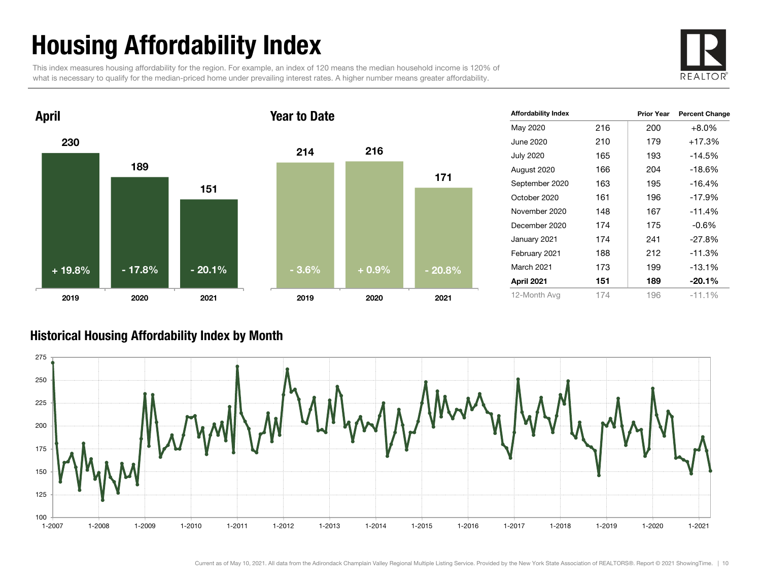# Housing Affordability Index

This index measures housing affordability for the region. For example, an index of 120 means the median household income is 120% of what is necessary to qualify for the median-priced home under prevailing interest rates. A higher number means greater affordability.

REALTOR®

## April

| Year | Index | Change |
|---|---|---|
| 2019 | 230 | + 19.8% |
| 2020 | 189 | - 17.8% |
| 2021 | 151 | - 20.1% |

## Year to Date

| Year | Index | Change |
|---|---|---|
| 2019 | 214 | - 3.6% |
| 2020 | 216 | + 0.9% |
| 2021 | 171 | - 20.8% |

| Affordability Index | | Prior Year | Percent Change |
|---|---|---|---|
| May 2020 | 216 | 200 | +8.0% |
| June 2020 | 210 | 179 | +17.3% |
| July 2020 | 165 | 193 | -14.5% |
| August 2020 | 166 | 204 | -18.6% |
| September 2020 | 163 | 195 | -16.4% |
| October 2020 | 161 | 196 | -17.9% |
| November 2020 | 148 | 167 | -11.4% |
| December 2020 | 174 | 175 | -0.6% |
| January 2021 | 174 | 241 | -27.8% |
| February 2021 | 188 | 212 | -11.3% |
| March 2021 | 173 | 199 | -13.1% |
| **April 2021** | **151** | **189** | **-20.1%** |
| 12-Month Avg | 174 | 196 | -11.1% |

## Historical Housing Affordability Index by Month

Current as of May 10, 2021. All data from the Adirondack Champlain Valley Regional Multiple Listing Service. Provided by the New York State Association of REALTORS®. Report © 2021 ShowingTime.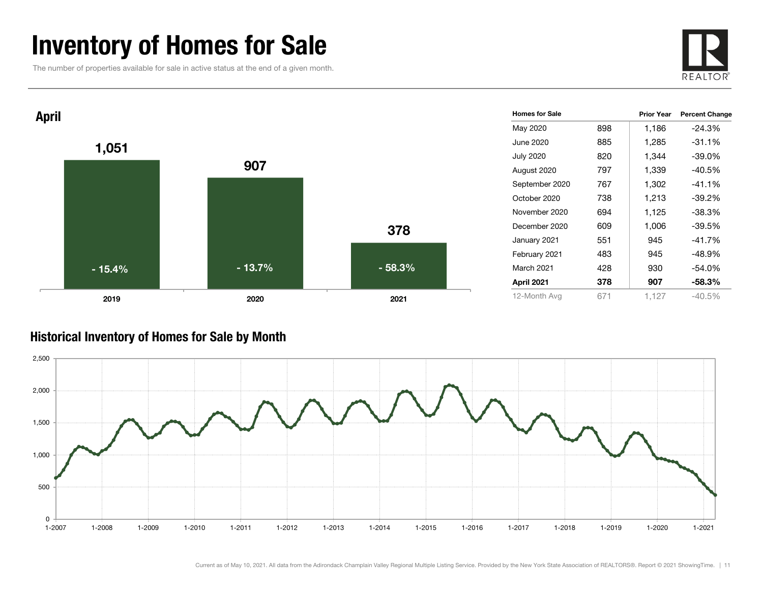# Inventory of Homes for Sale

The number of properties available for sale in active status at the end of a given month.

## April

| Year | Homes for Sale | Percent Change |
|---|---|---|
| 2019 | 1,051 | - 15.4% |
| 2020 | 907 | - 13.7% |
| 2021 | 378 | - 58.3% |

| Homes for Sale | | Prior Year | Percent Change |
|---|---|---|---|
| May 2020 | 898 | 1,186 | -24.3% |
| June 2020 | 885 | 1,285 | -31.1% |
| July 2020 | 820 | 1,344 | -39.0% |
| August 2020 | 797 | 1,339 | -40.5% |
| September 2020 | 767 | 1,302 | -41.1% |
| October 2020 | 738 | 1,213 | -39.2% |
| November 2020 | 694 | 1,125 | -38.3% |
| December 2020 | 609 | 1,006 | -39.5% |
| January 2021 | 551 | 945 | -41.7% |
| February 2021 | 483 | 945 | -48.9% |
| March 2021 | 428 | 930 | -54.0% |
| **April 2021** | **378** | **907** | **-58.3%** |
| 12-Month Avg | 671 | 1,127 | -40.5% |

## Historical Inventory of Homes for Sale by Month

Current as of May 10, 2021. All data from the Adirondack Champlain Valley Regional Multiple Listing Service. Provided by the New York State Association of REALTORS®. Report © 2021 ShowingTime.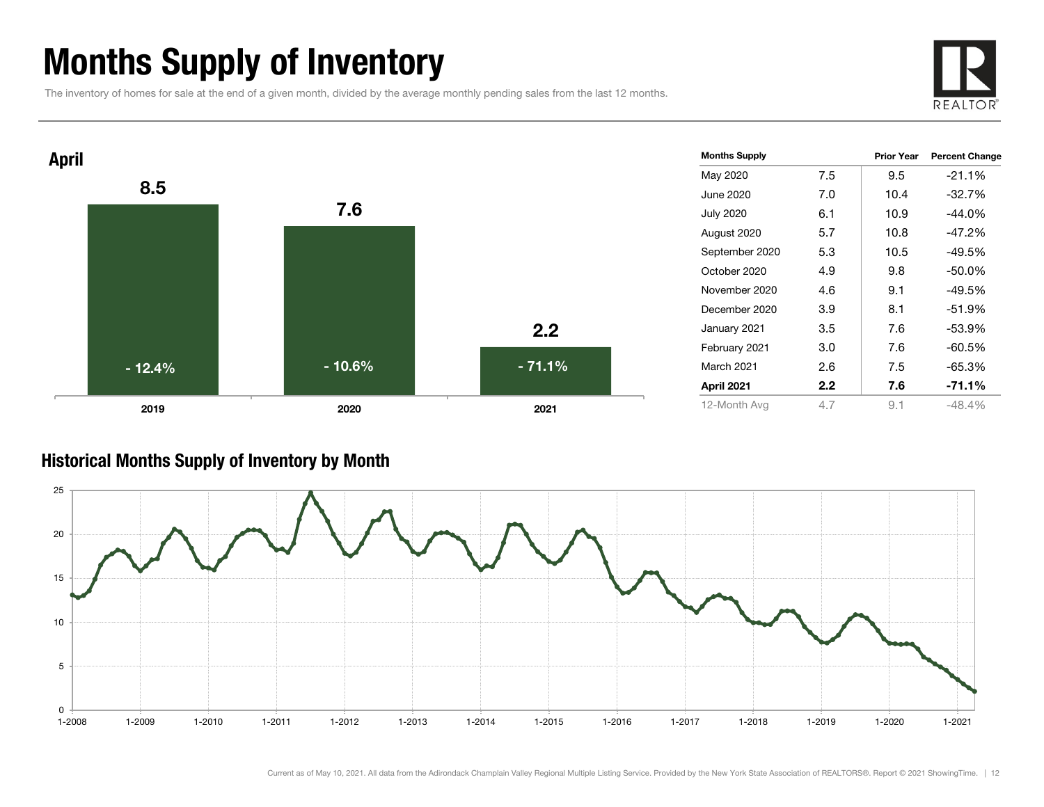# Months Supply of Inventory

The inventory of homes for sale at the end of a given month, divided by the average monthly pending sales from the last 12 months.

REALTOR®

## April

| Year | Months Supply | Percent Change |
|---|---|---|
| 2019 | 8.5 | - 12.4% |
| 2020 | 7.6 | - 10.6% |
| 2021 | 2.2 | - 71.1% |

| Months Supply | | Prior Year | Percent Change |
|---|---|---|---|
| May 2020 | 7.5 | 9.5 | -21.1% |
| June 2020 | 7.0 | 10.4 | -32.7% |
| July 2020 | 6.1 | 10.9 | -44.0% |
| August 2020 | 5.7 | 10.8 | -47.2% |
| September 2020 | 5.3 | 10.5 | -49.5% |
| October 2020 | 4.9 | 9.8 | -50.0% |
| November 2020 | 4.6 | 9.1 | -49.5% |
| December 2020 | 3.9 | 8.1 | -51.9% |
| January 2021 | 3.5 | 7.6 | -53.9% |
| February 2021 | 3.0 | 7.6 | -60.5% |
| March 2021 | 2.6 | 7.5 | -65.3% |
| **April 2021** | **2.2** | **7.6** | **-71.1%** |
| 12-Month Avg | 4.7 | 9.1 | -48.4% |

## Historical Months Supply of Inventory by Month

Current as of May 10, 2021. All data from the Adirondack Champlain Valley Regional Multiple Listing Service. Provided by the New York State Association of REALTORS®. Report © 2021 ShowingTime.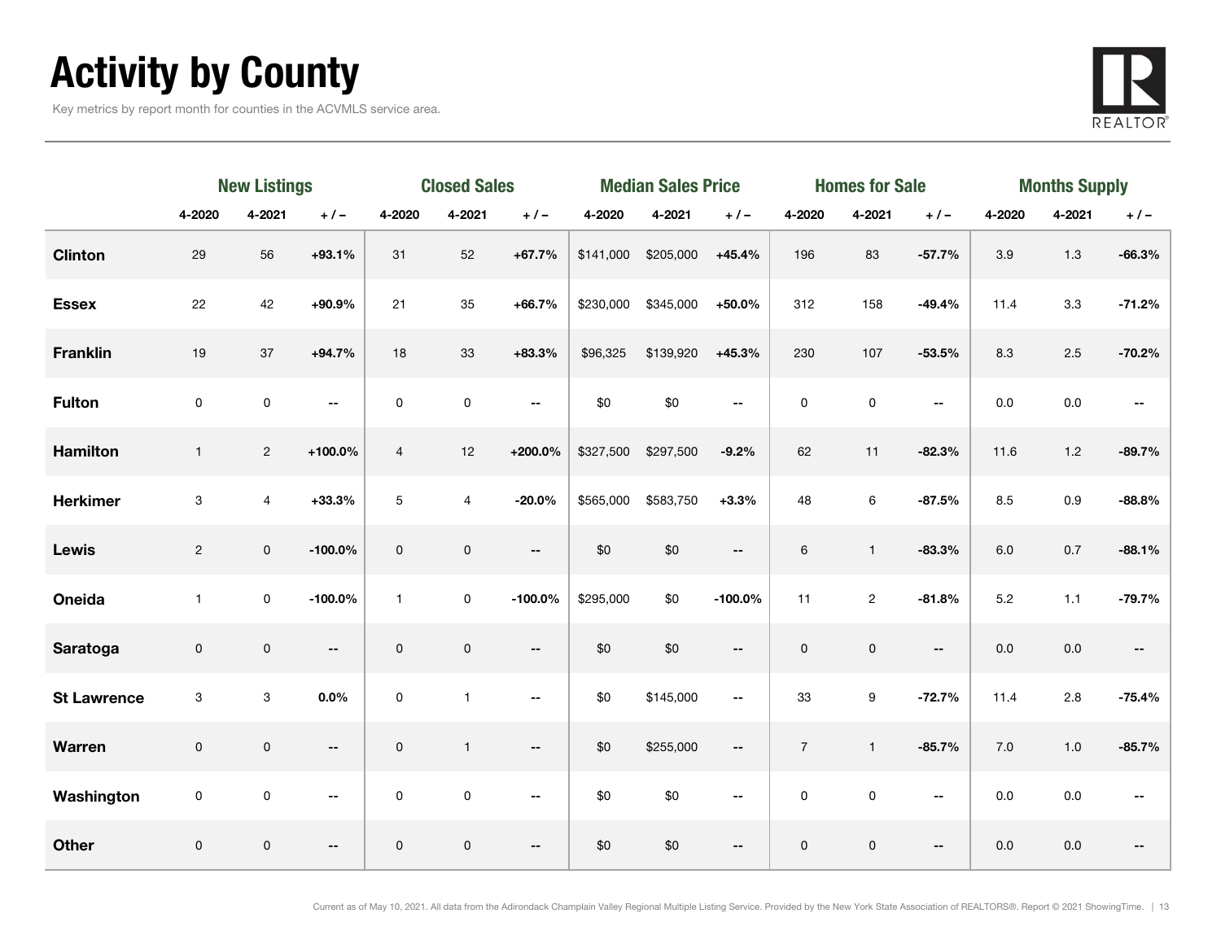# Activity by County

Key metrics by report month for counties in the ACVMLS service area.

| | New Listings | | | Closed Sales | | | Median Sales Price | | | Homes for Sale | | | Months Supply | | |
|---|---|---|---|---|---|---|---|---|---|---|---|---|---|---|---|
| | 4-2020 | 4-2021 | + / – | 4-2020 | 4-2021 | + / – | 4-2020 | 4-2021 | + / – | 4-2020 | 4-2021 | + / – | 4-2020 | 4-2021 | + / – |
| **Clinton** | 29 | 56 | **+93.1%** | 31 | 52 | **+67.7%** | $141,000 | $205,000 | **+45.4%** | 196 | 83 | **-57.7%** | 3.9 | 1.3 | **-66.3%** |
| **Essex** | 22 | 42 | **+90.9%** | 21 | 35 | **+66.7%** | $230,000 | $345,000 | **+50.0%** | 312 | 158 | **-49.4%** | 11.4 | 3.3 | **-71.2%** |
| **Franklin** | 19 | 37 | **+94.7%** | 18 | 33 | **+83.3%** | $96,325 | $139,920 | **+45.3%** | 230 | 107 | **-53.5%** | 8.3 | 2.5 | **-70.2%** |
| **Fulton** | 0 | 0 | -- | 0 | 0 | -- | $0 | $0 | -- | 0 | 0 | -- | 0.0 | 0.0 | -- |
| **Hamilton** | 1 | 2 | **+100.0%** | 4 | 12 | **+200.0%** | $327,500 | $297,500 | **-9.2%** | 62 | 11 | **-82.3%** | 11.6 | 1.2 | **-89.7%** |
| **Herkimer** | 3 | 4 | **+33.3%** | 5 | 4 | **-20.0%** | $565,000 | $583,750 | **+3.3%** | 48 | 6 | **-87.5%** | 8.5 | 0.9 | **-88.8%** |
| **Lewis** | 2 | 0 | **-100.0%** | 0 | 0 | -- | $0 | $0 | -- | 6 | 1 | **-83.3%** | 6.0 | 0.7 | **-88.1%** |
| **Oneida** | 1 | 0 | **-100.0%** | 1 | 0 | **-100.0%** | $295,000 | $0 | **-100.0%** | 11 | 2 | **-81.8%** | 5.2 | 1.1 | **-79.7%** |
| **Saratoga** | 0 | 0 | -- | 0 | 0 | -- | $0 | $0 | -- | 0 | 0 | -- | 0.0 | 0.0 | -- |
| **St Lawrence** | 3 | 3 | **0.0%** | 0 | 1 | -- | $0 | $145,000 | -- | 33 | 9 | **-72.7%** | 11.4 | 2.8 | **-75.4%** |
| **Warren** | 0 | 0 | -- | 0 | 1 | -- | $0 | $255,000 | -- | 7 | 1 | **-85.7%** | 7.0 | 1.0 | **-85.7%** |
| **Washington** | 0 | 0 | -- | 0 | 0 | -- | $0 | $0 | -- | 0 | 0 | -- | 0.0 | 0.0 | -- |
| **Other** | 0 | 0 | -- | 0 | 0 | -- | $0 | $0 | -- | 0 | 0 | -- | 0.0 | 0.0 | -- |

Current as of May 10, 2021. All data from the Adirondack Champlain Valley Regional Multiple Listing Service. Provided by the New York State Association of REALTORS®. Report © 2021 ShowingTime.